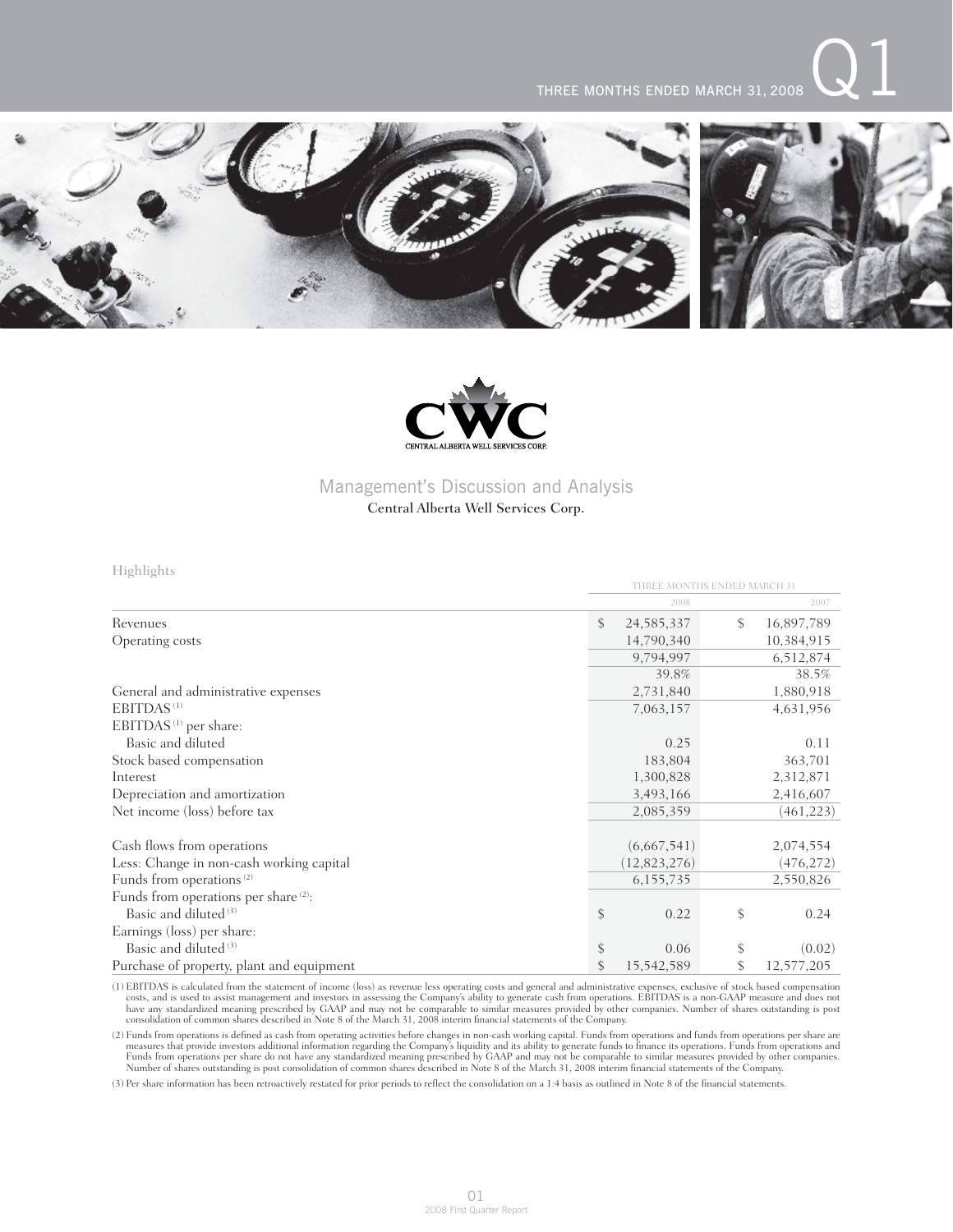THREE MONTHS ENDED MARCH 31, 2008 Q1

CENTRAL ALBERTA WELL SERVICES CORP.

# Management's Discussion and Analysis

Central Alberta Well Services Corp.

## Highlights

| | THREE MONTHS ENDED MARCH 31 | |
|---|---|---|
| | 2008 | 2007 |
| Revenues | $ 24,585,337 | $ 16,897,789 |
| Operating costs | 14,790,340 | 10,384,915 |
| | 9,794,997 | 6,512,874 |
| | 39.8% | 38.5% |
| General and administrative expenses | 2,731,840 | 1,880,918 |
| EBITDAS [(1)] | 7,063,157 | 4,631,956 |
| EBITDAS [(1)] per share: | | |
| Basic and diluted | 0.25 | 0.11 |
| Stock based compensation | 183,804 | 363,701 |
| Interest | 1,300,828 | 2,312,871 |
| Depreciation and amortization | 3,493,166 | 2,416,607 |
| Net income (loss) before tax | 2,085,359 | (461,223) |
| | | |
| Cash flows from operations | (6,667,541) | 2,074,554 |
| Less: Change in non-cash working capital | (12,823,276) | (476,272) |
| Funds from operations [(2)] | 6,155,735 | 2,550,826 |
| Funds from operations per share [(2)]: | | |
| Basic and diluted [(3)] | $ 0.22 | $ 0.24 |
| Earnings (loss) per share: | | |
| Basic and diluted [(3)] | $ 0.06 | $ (0.02) |
| Purchase of property, plant and equipment | $ 15,542,589 | $ 12,577,205 |

(1) EBITDAS is calculated from the statement of income (loss) as revenue less operating costs and general and administrative expenses, exclusive of stock based compensation costs, and is used to assist management and investors in assessing the Company's ability to generate cash from operations. EBITDAS is a non-GAAP measure and does not have any standardized meaning prescribed by GAAP and may not be comparable to similar measures provided by other companies. Number of shares outstanding is post consolidation of common shares described in Note 8 of the March 31, 2008 interim financial statements of the Company.

(2) Funds from operations is defined as cash from operating activities before changes in non-cash working capital. Funds from operations and funds from operations per share are measures that provide investors additional information regarding the Company's liquidity and its ability to generate funds to finance its operations. Funds from operations and Funds from operations per share do not have any standardized meaning prescribed by GAAP and may not be comparable to similar measures provided by other companies. Number of shares outstanding is post consolidation of common shares described in Note 8 of the March 31, 2008 interim financial statements of the Company.

(3) Per share information has been retroactively restated for prior periods to reflect the consolidation on a 1:4 basis as outlined in Note 8 of the financial statements.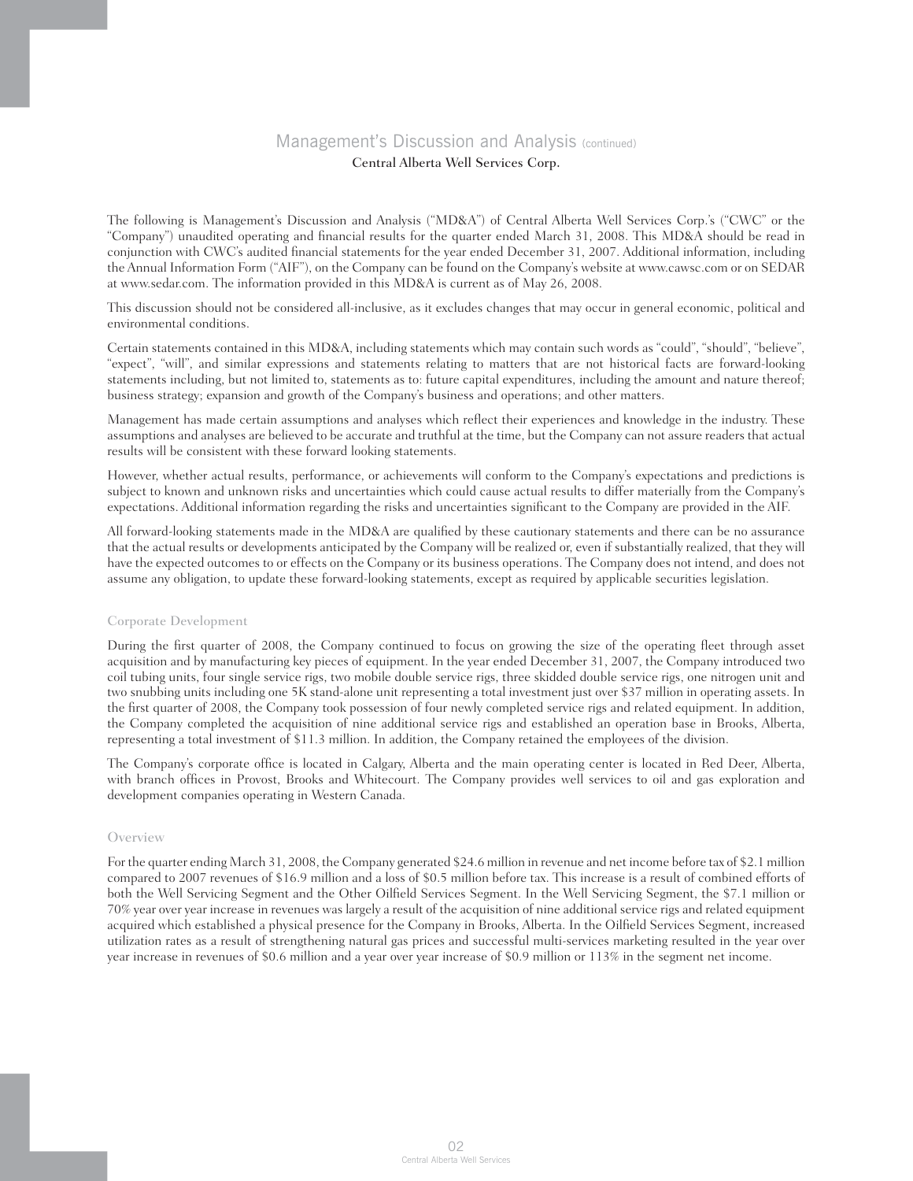# Management's Discussion and Analysis (continued)

**Central Alberta Well Services Corp.**

The following is Management's Discussion and Analysis ("MD&A") of Central Alberta Well Services Corp.'s ("CWC" or the "Company") unaudited operating and financial results for the quarter ended March 31, 2008. This MD&A should be read in conjunction with CWC's audited financial statements for the year ended December 31, 2007. Additional information, including the Annual Information Form ("AIF"), on the Company can be found on the Company's website at www.cawsc.com or on SEDAR at www.sedar.com. The information provided in this MD&A is current as of May 26, 2008.

This discussion should not be considered all-inclusive, as it excludes changes that may occur in general economic, political and environmental conditions.

Certain statements contained in this MD&A, including statements which may contain such words as "could", "should", "believe", "expect", "will", and similar expressions and statements relating to matters that are not historical facts are forward-looking statements including, but not limited to, statements as to: future capital expenditures, including the amount and nature thereof; business strategy; expansion and growth of the Company's business and operations; and other matters.

Management has made certain assumptions and analyses which reflect their experiences and knowledge in the industry. These assumptions and analyses are believed to be accurate and truthful at the time, but the Company can not assure readers that actual results will be consistent with these forward looking statements.

However, whether actual results, performance, or achievements will conform to the Company's expectations and predictions is subject to known and unknown risks and uncertainties which could cause actual results to differ materially from the Company's expectations. Additional information regarding the risks and uncertainties significant to the Company are provided in the AIF.

All forward-looking statements made in the MD&A are qualified by these cautionary statements and there can be no assurance that the actual results or developments anticipated by the Company will be realized or, even if substantially realized, that they will have the expected outcomes to or effects on the Company or its business operations. The Company does not intend, and does not assume any obligation, to update these forward-looking statements, except as required by applicable securities legislation.

## Corporate Development

During the first quarter of 2008, the Company continued to focus on growing the size of the operating fleet through asset acquisition and by manufacturing key pieces of equipment. In the year ended December 31, 2007, the Company introduced two coil tubing units, four single service rigs, two mobile double service rigs, three skidded double service rigs, one nitrogen unit and two snubbing units including one 5K stand-alone unit representing a total investment just over $37 million in operating assets. In the first quarter of 2008, the Company took possession of four newly completed service rigs and related equipment. In addition, the Company completed the acquisition of nine additional service rigs and established an operation base in Brooks, Alberta, representing a total investment of $11.3 million. In addition, the Company retained the employees of the division.

The Company's corporate office is located in Calgary, Alberta and the main operating center is located in Red Deer, Alberta, with branch offices in Provost, Brooks and Whitecourt. The Company provides well services to oil and gas exploration and development companies operating in Western Canada.

## Overview

For the quarter ending March 31, 2008, the Company generated $24.6 million in revenue and net income before tax of $2.1 million compared to 2007 revenues of $16.9 million and a loss of $0.5 million before tax. This increase is a result of combined efforts of both the Well Servicing Segment and the Other Oilfield Services Segment. In the Well Servicing Segment, the $7.1 million or 70% year over year increase in revenues was largely a result of the acquisition of nine additional service rigs and related equipment acquired which established a physical presence for the Company in Brooks, Alberta. In the Oilfield Services Segment, increased utilization rates as a result of strengthening natural gas prices and successful multi-services marketing resulted in the year over year increase in revenues of $0.6 million and a year over year increase of $0.9 million or 113% in the segment net income.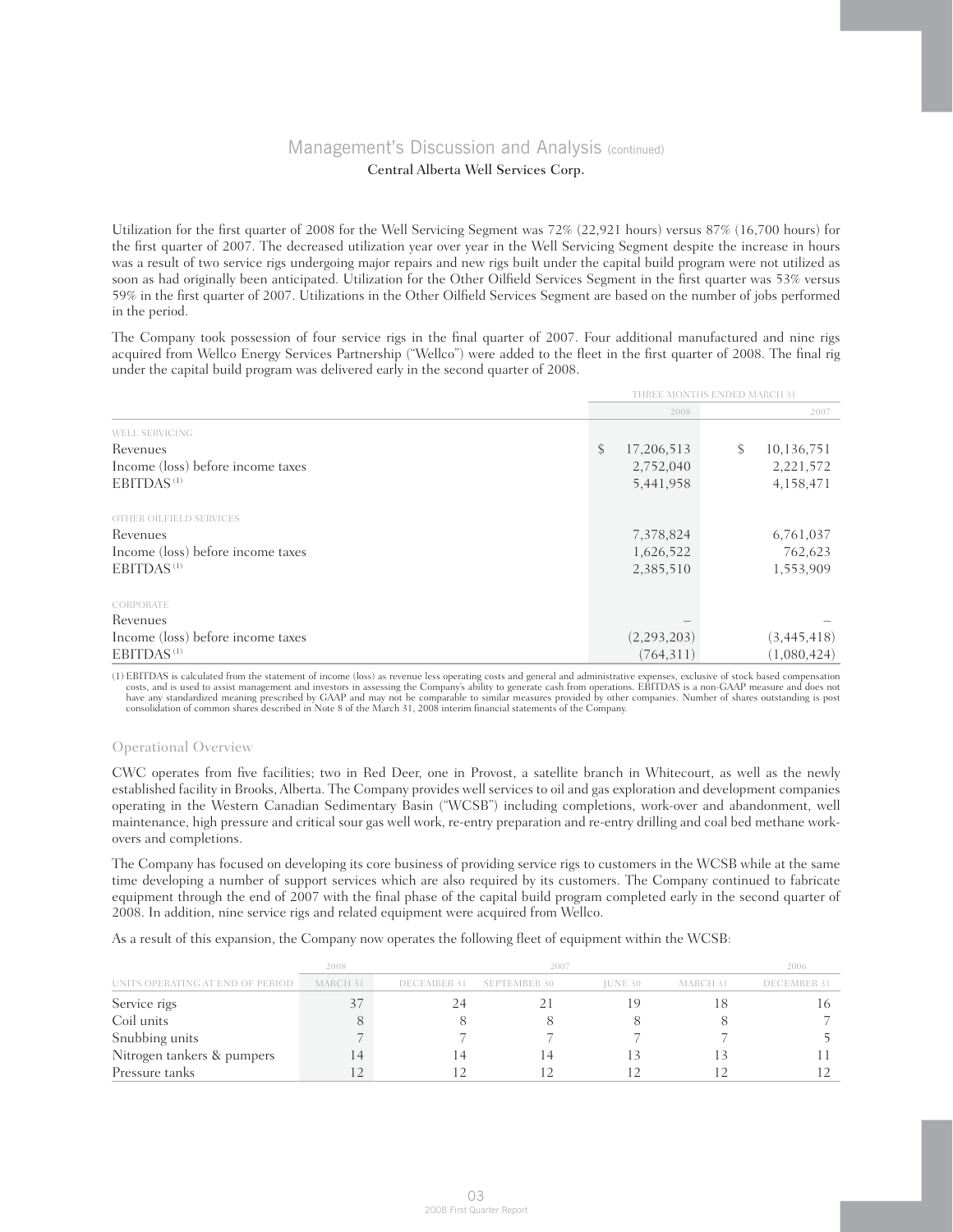# Management's Discussion and Analysis (continued)

Central Alberta Well Services Corp.

Utilization for the first quarter of 2008 for the Well Servicing Segment was 72% (22,921 hours) versus 87% (16,700 hours) for the first quarter of 2007. The decreased utilization year over year in the Well Servicing Segment despite the increase in hours was a result of two service rigs undergoing major repairs and new rigs built under the capital build program were not utilized as soon as had originally been anticipated. Utilization for the Other Oilfield Services Segment in the first quarter was 53% versus 59% in the first quarter of 2007. Utilizations in the Other Oilfield Services Segment are based on the number of jobs performed in the period.

The Company took possession of four service rigs in the final quarter of 2007. Four additional manufactured and nine rigs acquired from Wellco Energy Services Partnership ("Wellco") were added to the fleet in the first quarter of 2008. The final rig under the capital build program was delivered early in the second quarter of 2008.

| | THREE MONTHS ENDED MARCH 31 | |
|---|---|---|
| | 2008 | 2007 |
| WELL SERVICING | | |
| Revenues | $ 17,206,513 | $ 10,136,751 |
| Income (loss) before income taxes | 2,752,040 | 2,221,572 |
| EBITDAS [1] | 5,441,958 | 4,158,471 |
| OTHER OILFIELD SERVICES | | |
| Revenues | 7,378,824 | 6,761,037 |
| Income (loss) before income taxes | 1,626,522 | 762,623 |
| EBITDAS [1] | 2,385,510 | 1,553,909 |
| CORPORATE | | |
| Revenues | – | – |
| Income (loss) before income taxes | (2,293,203) | (3,445,418) |
| EBITDAS [1] | (764,311) | (1,080,424) |

(1) EBITDAS is calculated from the statement of income (loss) as revenue less operating costs and general and administrative expenses, exclusive of stock based compensation costs, and is used to assist management and investors in assessing the Company's ability to generate cash from operations. EBITDAS is a non-GAAP measure and does not have any standardized meaning prescribed by GAAP and may not be comparable to similar measures provided by other companies. Number of shares outstanding is post consolidation of common shares described in Note 8 of the March 31, 2008 interim financial statements of the Company.

## Operational Overview

CWC operates from five facilities; two in Red Deer, one in Provost, a satellite branch in Whitecourt, as well as the newly established facility in Brooks, Alberta. The Company provides well services to oil and gas exploration and development companies operating in the Western Canadian Sedimentary Basin ("WCSB") including completions, work-over and abandonment, well maintenance, high pressure and critical sour gas well work, re-entry preparation and re-entry drilling and coal bed methane work-overs and completions.

The Company has focused on developing its core business of providing service rigs to customers in the WCSB while at the same time developing a number of support services which are also required by its customers. The Company continued to fabricate equipment through the end of 2007 with the final phase of the capital build program completed early in the second quarter of 2008. In addition, nine service rigs and related equipment were acquired from Wellco.

As a result of this expansion, the Company now operates the following fleet of equipment within the WCSB:

| | 2008 | 2007 | | | | 2006 |
|---|---|---|---|---|---|---|
| UNITS OPERATING AT END OF PERIOD | MARCH 31 | DECEMBER 31 | SEPTEMBER 30 | JUNE 30 | MARCH 31 | DECEMBER 31 |
| Service rigs | 37 | 24 | 21 | 19 | 18 | 16 |
| Coil units | 8 | 8 | 8 | 8 | 8 | 7 |
| Snubbing units | 7 | 7 | 7 | 7 | 7 | 5 |
| Nitrogen tankers & pumpers | 14 | 14 | 14 | 13 | 13 | 11 |
| Pressure tanks | 12 | 12 | 12 | 12 | 12 | 12 |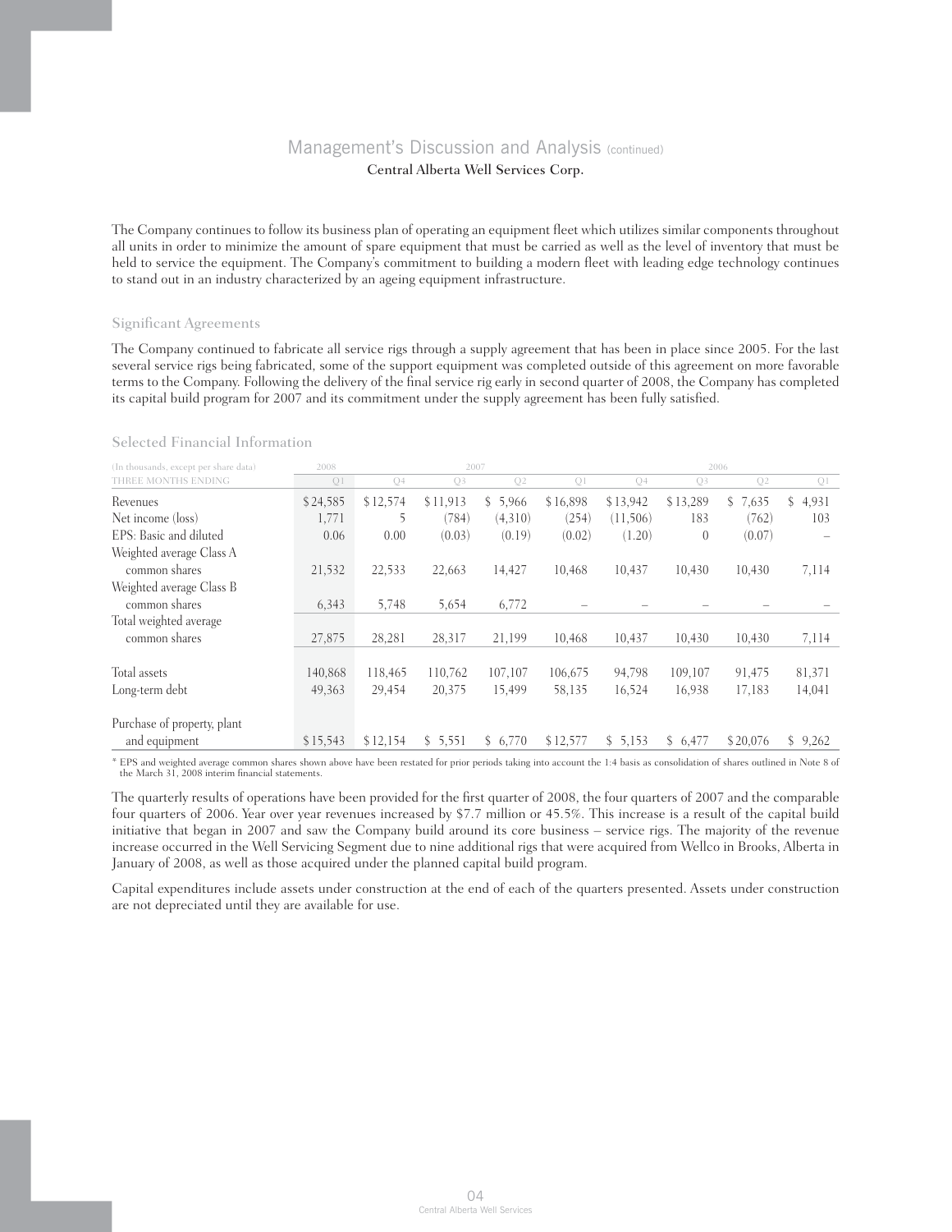The Company continues to follow its business plan of operating an equipment fleet which utilizes similar components throughout all units in order to minimize the amount of spare equipment that must be carried as well as the level of inventory that must be held to service the equipment. The Company's commitment to building a modern fleet with leading edge technology continues to stand out in an industry characterized by an ageing equipment infrastructure.

### Significant Agreements

The Company continued to fabricate all service rigs through a supply agreement that has been in place since 2005. For the last several service rigs being fabricated, some of the support equipment was completed outside of this agreement on more favorable terms to the Company. Following the delivery of the final service rig early in second quarter of 2008, the Company has completed its capital build program for 2007 and its commitment under the supply agreement has been fully satisfied.

### Selected Financial Information

| (In thousands, except per share data) | 2008 | 2007 | | | | 2006 | | | |
|---|---|---|---|---|---|---|---|---|---|
| THREE MONTHS ENDING | Q1 | Q4 | Q3 | Q2 | Q1 | Q4 | Q3 | Q2 | Q1 |
| Revenues | $ 24,585 | $ 12,574 | $ 11,913 | $ 5,966 | $ 16,898 | $ 13,942 | $ 13,289 | $ 7,635 | $ 4,931 |
| Net income (loss) | 1,771 | 5 | (784) | (4,310) | (254) | (11,506) | 183 | (762) | 103 |
| EPS: Basic and diluted | 0.06 | 0.00 | (0.03) | (0.19) | (0.02) | (1.20) | 0 | (0.07) | – |
| Weighted average Class A common shares | 21,532 | 22,533 | 22,663 | 14,427 | 10,468 | 10,437 | 10,430 | 10,430 | 7,114 |
| Weighted average Class B common shares | 6,343 | 5,748 | 5,654 | 6,772 | – | – | – | – | – |
| Total weighted average common shares | 27,875 | 28,281 | 28,317 | 21,199 | 10,468 | 10,437 | 10,430 | 10,430 | 7,114 |
| Total assets | 140,868 | 118,465 | 110,762 | 107,107 | 106,675 | 94,798 | 109,107 | 91,475 | 81,371 |
| Long-term debt | 49,363 | 29,454 | 20,375 | 15,499 | 58,135 | 16,524 | 16,938 | 17,183 | 14,041 |
| Purchase of property, plant and equipment | $ 15,543 | $ 12,154 | $ 5,551 | $ 6,770 | $ 12,577 | $ 5,153 | $ 6,477 | $ 20,076 | $ 9,262 |

* EPS and weighted average common shares shown above have been restated for prior periods taking into account the 1:4 basis as consolidation of shares outlined in Note 8 of the March 31, 2008 interim financial statements.

The quarterly results of operations have been provided for the first quarter of 2008, the four quarters of 2007 and the comparable four quarters of 2006. Year over year revenues increased by $7.7 million or 45.5%. This increase is a result of the capital build initiative that began in 2007 and saw the Company build around its core business – service rigs. The majority of the revenue increase occurred in the Well Servicing Segment due to nine additional rigs that were acquired from Wellco in Brooks, Alberta in January of 2008, as well as those acquired under the planned capital build program.

Capital expenditures include assets under construction at the end of each of the quarters presented. Assets under construction are not depreciated until they are available for use.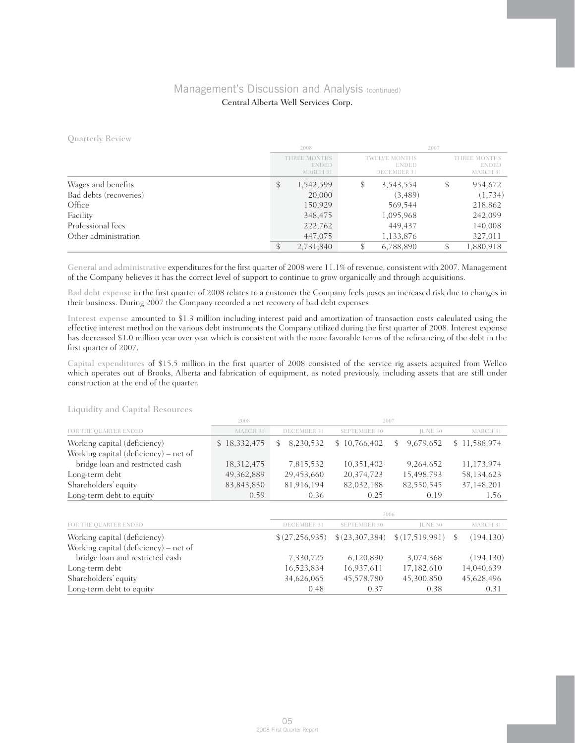## Management's Discussion and Analysis (continued)

Central Alberta Well Services Corp.

### Quarterly Review

| | 2008 | 2007 | |
|---|---|---|---|
| | THREE MONTHS ENDED MARCH 31 | TWELVE MONTHS ENDED DECEMBER 31 | THREE MONTHS ENDED MARCH 31 |
| Wages and benefits | $ 1,542,599 | $ 3,543,554 | $ 954,672 |
| Bad debts (recoveries) | 20,000 | (3,489) | (1,734) |
| Office | 150,929 | 569,544 | 218,862 |
| Facility | 348,475 | 1,095,968 | 242,099 |
| Professional fees | 222,762 | 449,437 | 140,008 |
| Other administration | 447,075 | 1,133,876 | 327,011 |
| | $ 2,731,840 | $ 6,788,890 | $ 1,880,918 |

General and administrative expenditures for the first quarter of 2008 were 11.1% of revenue, consistent with 2007. Management of the Company believes it has the correct level of support to continue to grow organically and through acquisitions.

Bad debt expense in the first quarter of 2008 relates to a customer the Company feels poses an increased risk due to changes in their business. During 2007 the Company recorded a net recovery of bad debt expenses.

Interest expense amounted to $1.3 million including interest paid and amortization of transaction costs calculated using the effective interest method on the various debt instruments the Company utilized during the first quarter of 2008. Interest expense has decreased $1.0 million year over year which is consistent with the more favorable terms of the refinancing of the debt in the first quarter of 2007.

Capital expenditures of $15.5 million in the first quarter of 2008 consisted of the service rig assets acquired from Wellco which operates out of Brooks, Alberta and fabrication of equipment, as noted previously, including assets that are still under construction at the end of the quarter.

### Liquidity and Capital Resources

| | 2008 | 2007 | | | |
|---|---|---|---|---|---|
| FOR THE QUARTER ENDED | MARCH 31 | DECEMBER 31 | SEPTEMBER 30 | JUNE 30 | MARCH 31 |
| Working capital (deficiency) | $ 18,332,475 | $ 8,230,532 | $ 10,766,402 | $ 9,679,652 | $ 11,588,974 |
| Working capital (deficiency) – net of bridge loan and restricted cash | 18,312,475 | 7,815,532 | 10,351,402 | 9,264,652 | 11,173,974 |
| Long-term debt | 49,362,889 | 29,453,660 | 20,374,723 | 15,498,793 | 58,134,623 |
| Shareholders' equity | 83,843,830 | 81,916,194 | 82,032,188 | 82,550,545 | 37,148,201 |
| Long-term debt to equity | 0.59 | 0.36 | 0.25 | 0.19 | 1.56 |

| | 2006 | | | |
|---|---|---|---|---|
| FOR THE QUARTER ENDED | DECEMBER 31 | SEPTEMBER 30 | JUNE 30 | MARCH 31 |
| Working capital (deficiency) | $ (27,256,935) | $ (23,307,384) | $ (17,519,991) | $ (194,130) |
| Working capital (deficiency) – net of bridge loan and restricted cash | 7,330,725 | 6,120,890 | 3,074,368 | (194,130) |
| Long-term debt | 16,523,834 | 16,937,611 | 17,182,610 | 14,040,639 |
| Shareholders' equity | 34,626,065 | 45,578,780 | 45,300,850 | 45,628,496 |
| Long-term debt to equity | 0.48 | 0.37 | 0.38 | 0.31 |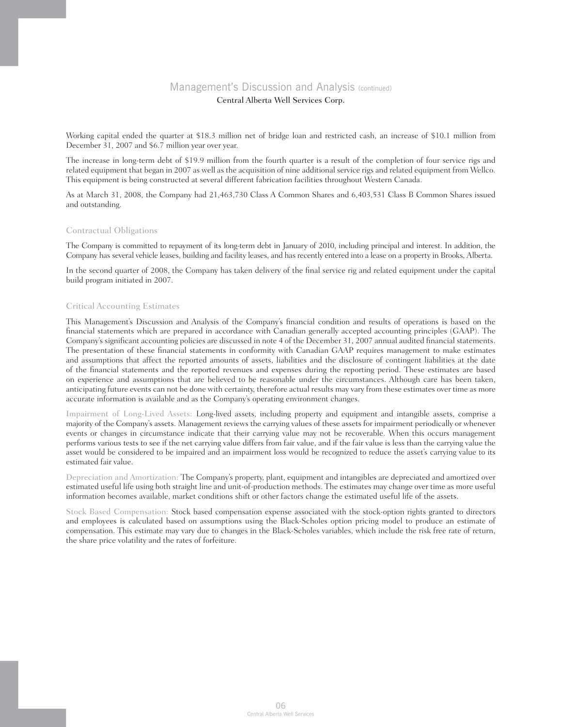Working capital ended the quarter at $18.3 million net of bridge loan and restricted cash, an increase of $10.1 million from December 31, 2007 and $6.7 million year over year.

The increase in long-term debt of $19.9 million from the fourth quarter is a result of the completion of four service rigs and related equipment that began in 2007 as well as the acquisition of nine additional service rigs and related equipment from Wellco. This equipment is being constructed at several different fabrication facilities throughout Western Canada.

As at March 31, 2008, the Company had 21,463,730 Class A Common Shares and 6,403,531 Class B Common Shares issued and outstanding.

## Contractual Obligations

The Company is committed to repayment of its long-term debt in January of 2010, including principal and interest. In addition, the Company has several vehicle leases, building and facility leases, and has recently entered into a lease on a property in Brooks, Alberta.

In the second quarter of 2008, the Company has taken delivery of the final service rig and related equipment under the capital build program initiated in 2007.

## Critical Accounting Estimates

This Management's Discussion and Analysis of the Company's financial condition and results of operations is based on the financial statements which are prepared in accordance with Canadian generally accepted accounting principles (GAAP). The Company's significant accounting policies are discussed in note 4 of the December 31, 2007 annual audited financial statements. The presentation of these financial statements in conformity with Canadian GAAP requires management to make estimates and assumptions that affect the reported amounts of assets, liabilities and the disclosure of contingent liabilities at the date of the financial statements and the reported revenues and expenses during the reporting period. These estimates are based on experience and assumptions that are believed to be reasonable under the circumstances. Although care has been taken, anticipating future events can not be done with certainty, therefore actual results may vary from these estimates over time as more accurate information is available and as the Company's operating environment changes.

**Impairment of Long-Lived Assets:** Long-lived assets, including property and equipment and intangible assets, comprise a majority of the Company's assets. Management reviews the carrying values of these assets for impairment periodically or whenever events or changes in circumstance indicate that their carrying value may not be recoverable. When this occurs management performs various tests to see if the net carrying value differs from fair value, and if the fair value is less than the carrying value the asset would be considered to be impaired and an impairment loss would be recognized to reduce the asset's carrying value to its estimated fair value.

**Depreciation and Amortization:** The Company's property, plant, equipment and intangibles are depreciated and amortized over estimated useful life using both straight line and unit-of-production methods. The estimates may change over time as more useful information becomes available, market conditions shift or other factors change the estimated useful life of the assets.

**Stock Based Compensation:** Stock based compensation expense associated with the stock-option rights granted to directors and employees is calculated based on assumptions using the Black-Scholes option pricing model to produce an estimate of compensation. This estimate may vary due to changes in the Black-Scholes variables, which include the risk free rate of return, the share price volatility and the rates of forfeiture.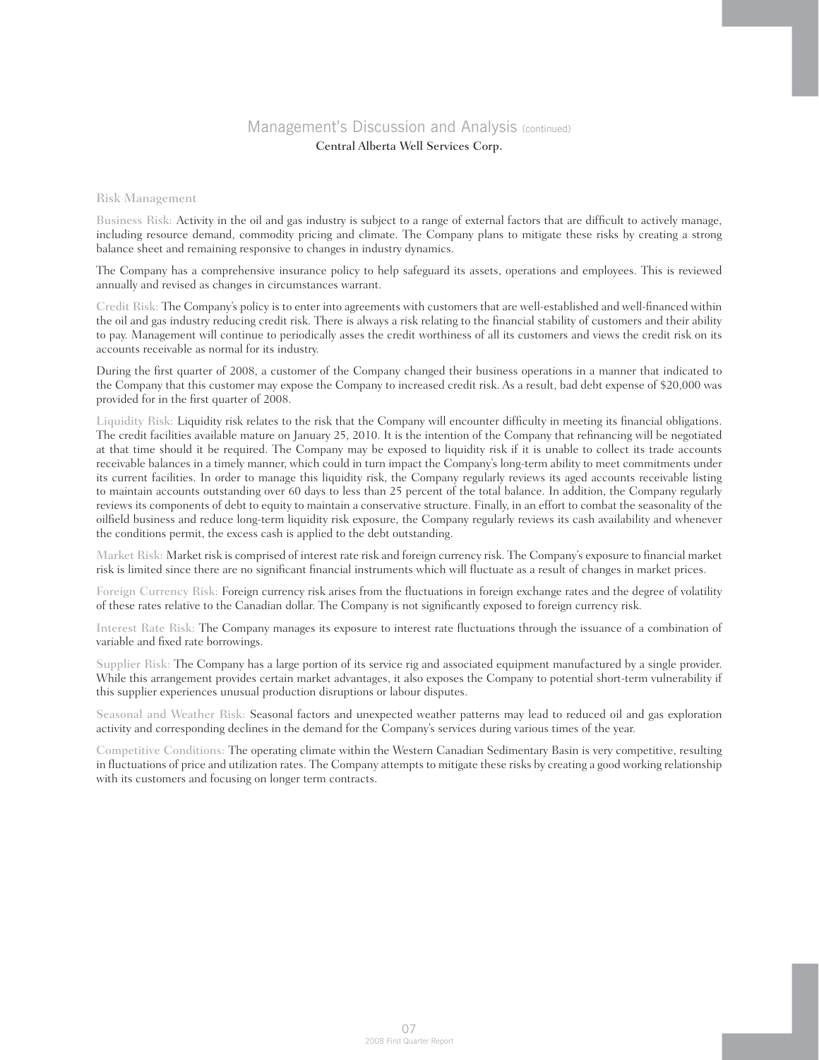## Management's Discussion and Analysis (continued)

Central Alberta Well Services Corp.

### Risk Management

Business Risk: Activity in the oil and gas industry is subject to a range of external factors that are difficult to actively manage, including resource demand, commodity pricing and climate. The Company plans to mitigate these risks by creating a strong balance sheet and remaining responsive to changes in industry dynamics.

The Company has a comprehensive insurance policy to help safeguard its assets, operations and employees. This is reviewed annually and revised as changes in circumstances warrant.

Credit Risk: The Company's policy is to enter into agreements with customers that are well-established and well-financed within the oil and gas industry reducing credit risk. There is always a risk relating to the financial stability of customers and their ability to pay. Management will continue to periodically asses the credit worthiness of all its customers and views the credit risk on its accounts receivable as normal for its industry.

During the first quarter of 2008, a customer of the Company changed their business operations in a manner that indicated to the Company that this customer may expose the Company to increased credit risk. As a result, bad debt expense of $20,000 was provided for in the first quarter of 2008.

Liquidity Risk: Liquidity risk relates to the risk that the Company will encounter difficulty in meeting its financial obligations. The credit facilities available mature on January 25, 2010. It is the intention of the Company that refinancing will be negotiated at that time should it be required. The Company may be exposed to liquidity risk if it is unable to collect its trade accounts receivable balances in a timely manner, which could in turn impact the Company's long-term ability to meet commitments under its current facilities. In order to manage this liquidity risk, the Company regularly reviews its aged accounts receivable listing to maintain accounts outstanding over 60 days to less than 25 percent of the total balance. In addition, the Company regularly reviews its components of debt to equity to maintain a conservative structure. Finally, in an effort to combat the seasonality of the oilfield business and reduce long-term liquidity risk exposure, the Company regularly reviews its cash availability and whenever the conditions permit, the excess cash is applied to the debt outstanding.

Market Risk: Market risk is comprised of interest rate risk and foreign currency risk. The Company's exposure to financial market risk is limited since there are no significant financial instruments which will fluctuate as a result of changes in market prices.

Foreign Currency Risk: Foreign currency risk arises from the fluctuations in foreign exchange rates and the degree of volatility of these rates relative to the Canadian dollar. The Company is not significantly exposed to foreign currency risk.

Interest Rate Risk: The Company manages its exposure to interest rate fluctuations through the issuance of a combination of variable and fixed rate borrowings.

Supplier Risk: The Company has a large portion of its service rig and associated equipment manufactured by a single provider. While this arrangement provides certain market advantages, it also exposes the Company to potential short-term vulnerability if this supplier experiences unusual production disruptions or labour disputes.

Seasonal and Weather Risk: Seasonal factors and unexpected weather patterns may lead to reduced oil and gas exploration activity and corresponding declines in the demand for the Company's services during various times of the year.

Competitive Conditions: The operating climate within the Western Canadian Sedimentary Basin is very competitive, resulting in fluctuations of price and utilization rates. The Company attempts to mitigate these risks by creating a good working relationship with its customers and focusing on longer term contracts.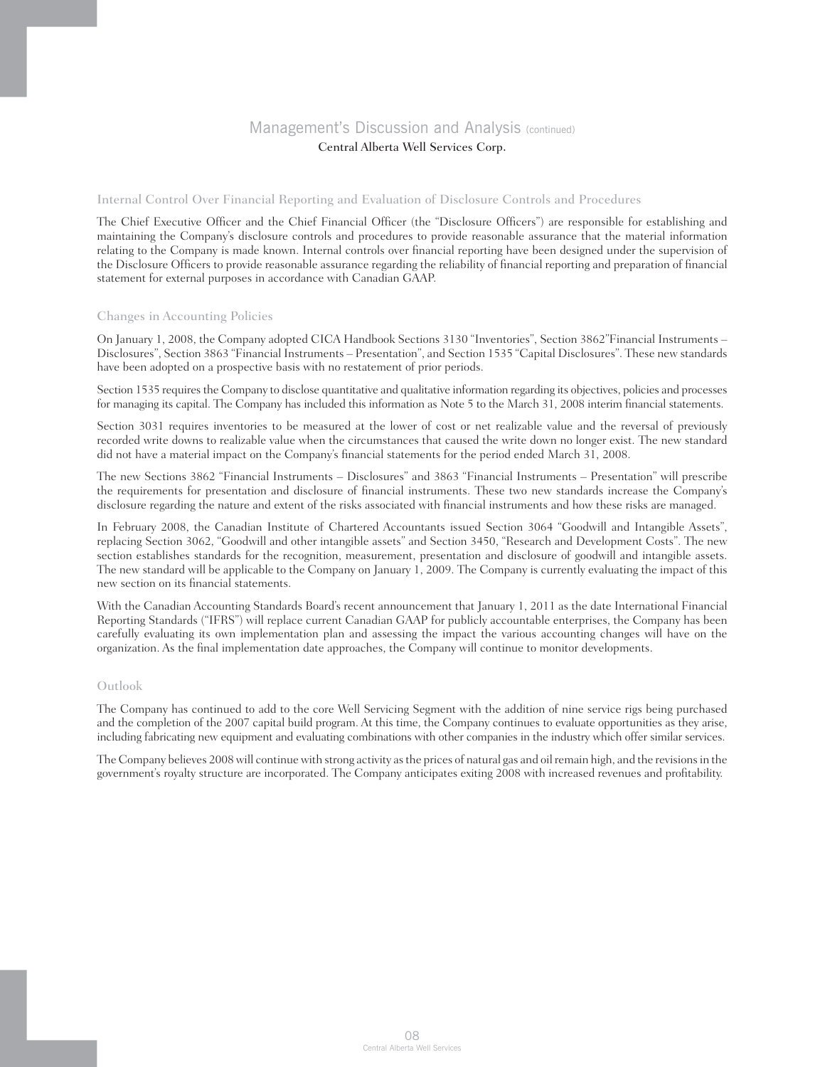## Internal Control Over Financial Reporting and Evaluation of Disclosure Controls and Procedures

The Chief Executive Officer and the Chief Financial Officer (the "Disclosure Officers") are responsible for establishing and maintaining the Company's disclosure controls and procedures to provide reasonable assurance that the material information relating to the Company is made known. Internal controls over financial reporting have been designed under the supervision of the Disclosure Officers to provide reasonable assurance regarding the reliability of financial reporting and preparation of financial statement for external purposes in accordance with Canadian GAAP.

## Changes in Accounting Policies

On January 1, 2008, the Company adopted CICA Handbook Sections 3130 "Inventories", Section 3862"Financial Instruments – Disclosures", Section 3863 "Financial Instruments – Presentation", and Section 1535 "Capital Disclosures". These new standards have been adopted on a prospective basis with no restatement of prior periods.

Section 1535 requires the Company to disclose quantitative and qualitative information regarding its objectives, policies and processes for managing its capital. The Company has included this information as Note 5 to the March 31, 2008 interim financial statements.

Section 3031 requires inventories to be measured at the lower of cost or net realizable value and the reversal of previously recorded write downs to realizable value when the circumstances that caused the write down no longer exist. The new standard did not have a material impact on the Company's financial statements for the period ended March 31, 2008.

The new Sections 3862 "Financial Instruments – Disclosures" and 3863 "Financial Instruments – Presentation" will prescribe the requirements for presentation and disclosure of financial instruments. These two new standards increase the Company's disclosure regarding the nature and extent of the risks associated with financial instruments and how these risks are managed.

In February 2008, the Canadian Institute of Chartered Accountants issued Section 3064 "Goodwill and Intangible Assets", replacing Section 3062, "Goodwill and other intangible assets" and Section 3450, "Research and Development Costs". The new section establishes standards for the recognition, measurement, presentation and disclosure of goodwill and intangible assets. The new standard will be applicable to the Company on January 1, 2009. The Company is currently evaluating the impact of this new section on its financial statements.

With the Canadian Accounting Standards Board's recent announcement that January 1, 2011 as the date International Financial Reporting Standards ("IFRS") will replace current Canadian GAAP for publicly accountable enterprises, the Company has been carefully evaluating its own implementation plan and assessing the impact the various accounting changes will have on the organization. As the final implementation date approaches, the Company will continue to monitor developments.

## Outlook

The Company has continued to add to the core Well Servicing Segment with the addition of nine service rigs being purchased and the completion of the 2007 capital build program. At this time, the Company continues to evaluate opportunities as they arise, including fabricating new equipment and evaluating combinations with other companies in the industry which offer similar services.

The Company believes 2008 will continue with strong activity as the prices of natural gas and oil remain high, and the revisions in the government's royalty structure are incorporated. The Company anticipates exiting 2008 with increased revenues and profitability.